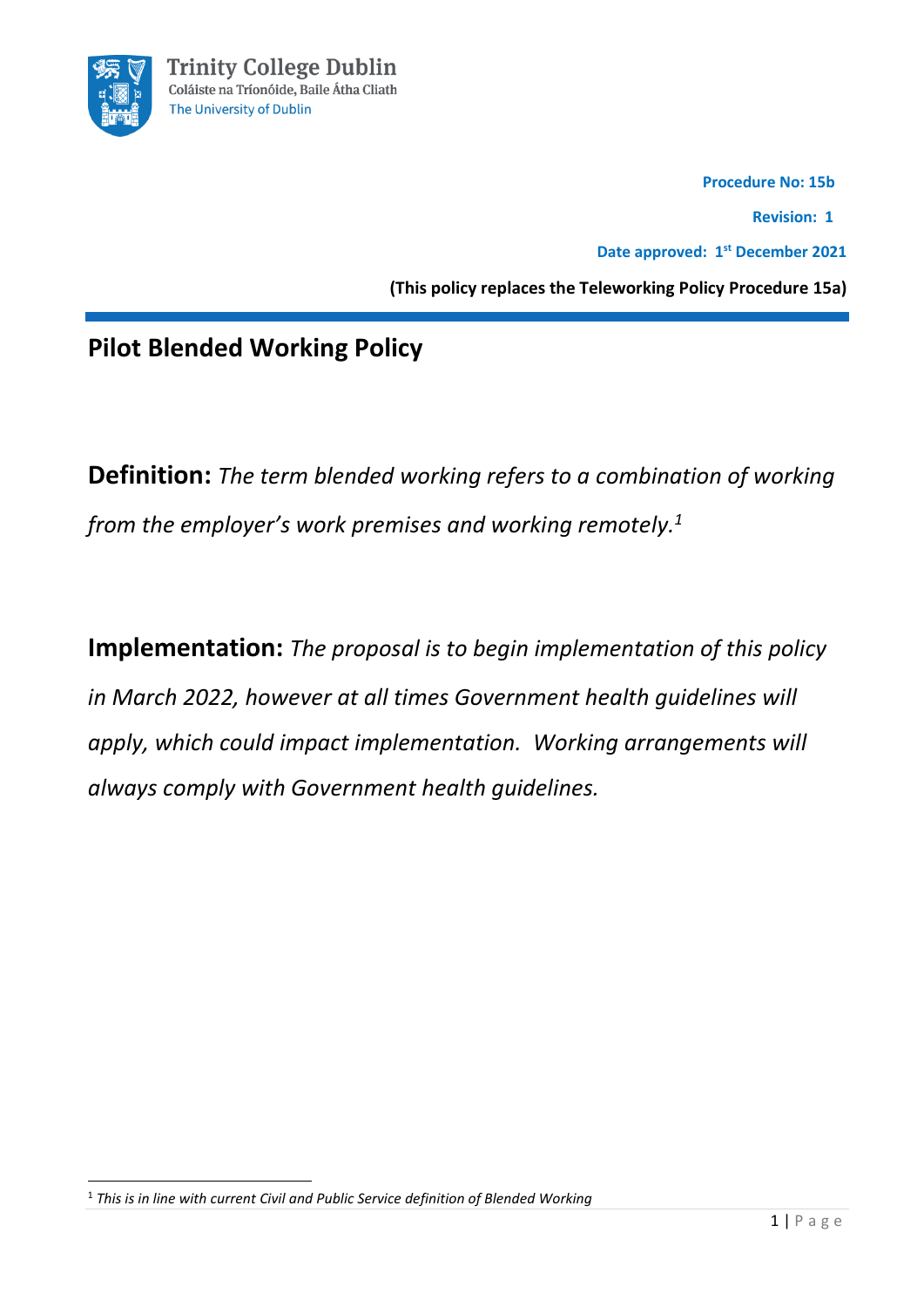Trinity College Dublin
Coláiste na Tríonóide, Baile Átha Cliath
The University of Dublin

**Procedure No: 15b**

**Revision: 1**

**Date approved: 1st December 2021**

**(This policy replaces the Teleworking Policy Procedure 15a)**

# Pilot Blended Working Policy

**Definition:** *The term blended working refers to a combination of working from the employer's work premises and working remotely.*[1]

**Implementation:** *The proposal is to begin implementation of this policy in March 2022, however at all times Government health guidelines will apply, which could impact implementation. Working arrangements will always comply with Government health guidelines.*

[1] *This is in line with current Civil and Public Service definition of Blended Working*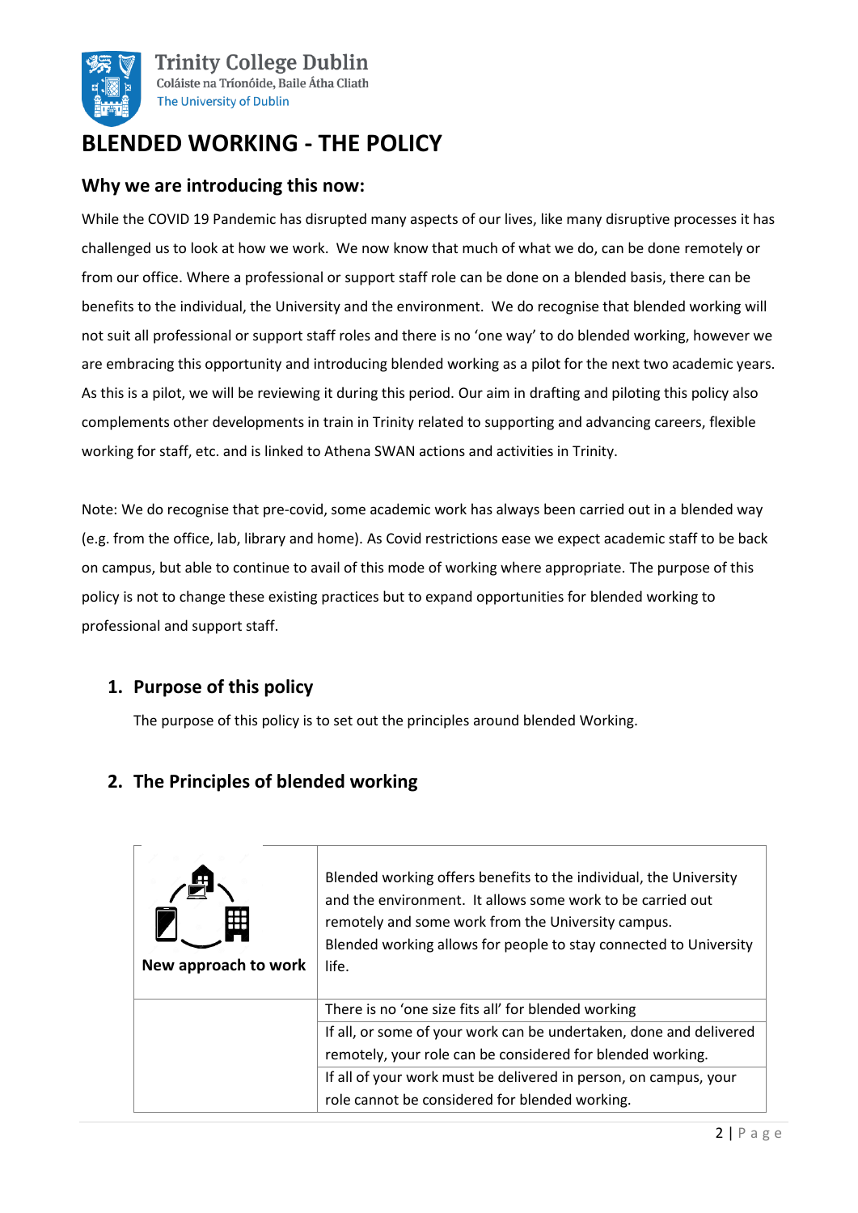# BLENDED WORKING - THE POLICY

## Why we are introducing this now:

While the COVID 19 Pandemic has disrupted many aspects of our lives, like many disruptive processes it has challenged us to look at how we work. We now know that much of what we do, can be done remotely or from our office. Where a professional or support staff role can be done on a blended basis, there can be benefits to the individual, the University and the environment. We do recognise that blended working will not suit all professional or support staff roles and there is no 'one way' to do blended working, however we are embracing this opportunity and introducing blended working as a pilot for the next two academic years. As this is a pilot, we will be reviewing it during this period. Our aim in drafting and piloting this policy also complements other developments in train in Trinity related to supporting and advancing careers, flexible working for staff, etc. and is linked to Athena SWAN actions and activities in Trinity.

Note: We do recognise that pre-covid, some academic work has always been carried out in a blended way (e.g. from the office, lab, library and home). As Covid restrictions ease we expect academic staff to be back on campus, but able to continue to avail of this mode of working where appropriate. The purpose of this policy is not to change these existing practices but to expand opportunities for blended working to professional and support staff.

## 1. Purpose of this policy

The purpose of this policy is to set out the principles around blended Working.

## 2. The Principles of blended working

| | |
|---|---|
| **New approach to work** | Blended working offers benefits to the individual, the University and the environment. It allows some work to be carried out remotely and some work from the University campus. Blended working allows for people to stay connected to University life. |
| | There is no 'one size fits all' for blended working |
| | If all, or some of your work can be undertaken, done and delivered remotely, your role can be considered for blended working. |
| | If all of your work must be delivered in person, on campus, your role cannot be considered for blended working. |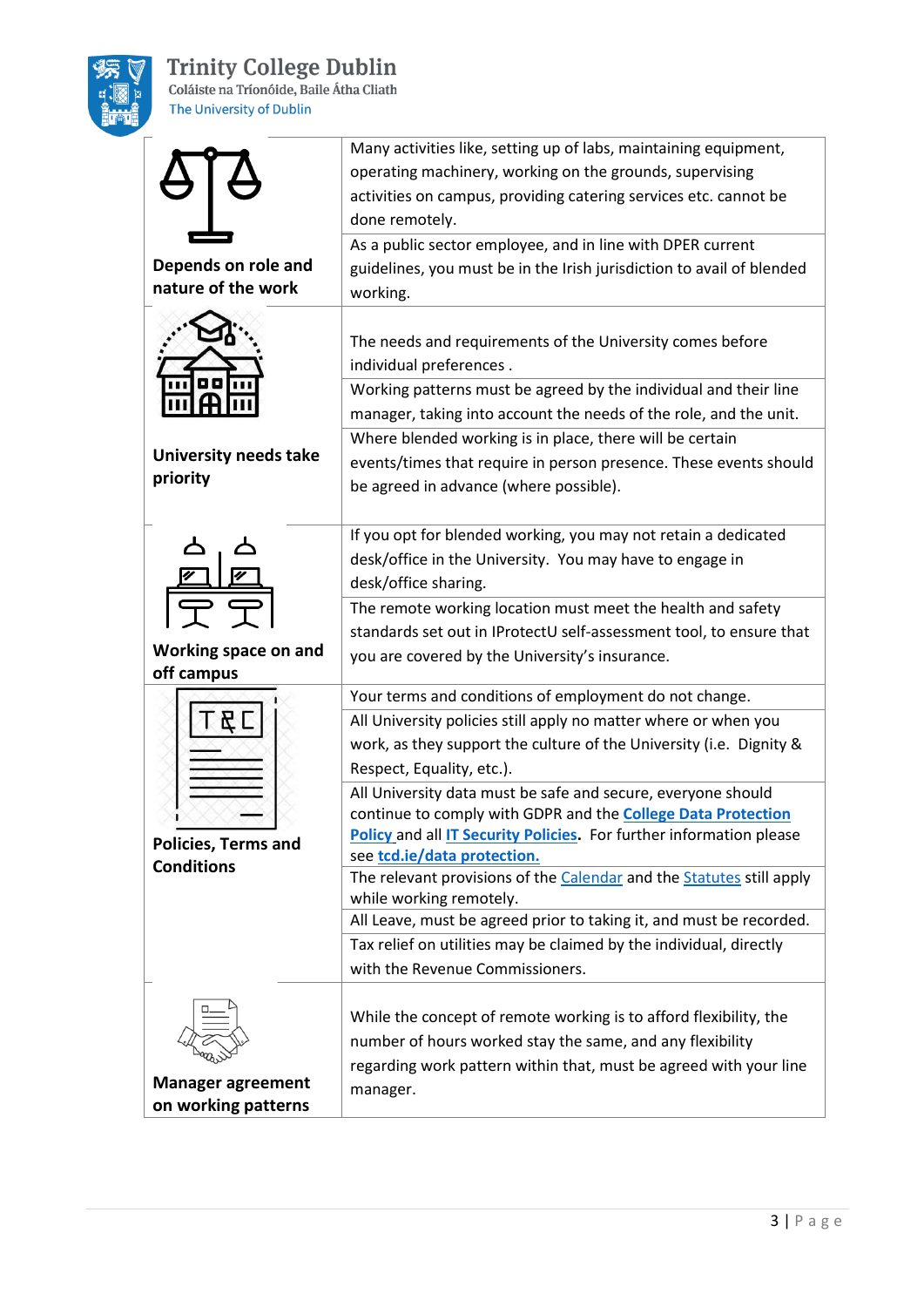| | |
|---|---|
| **Depends on role and nature of the work** | Many activities like, setting up of labs, maintaining equipment, operating machinery, working on the grounds, supervising activities on campus, providing catering services etc. cannot be done remotely. |
| | As a public sector employee, and in line with DPER current guidelines, you must be in the Irish jurisdiction to avail of blended working. |
| **University needs take priority** | The needs and requirements of the University comes before individual preferences . |
| | Working patterns must be agreed by the individual and their line manager, taking into account the needs of the role, and the unit. |
| | Where blended working is in place, there will be certain events/times that require in person presence. These events should be agreed in advance (where possible). |
| **Working space on and off campus** | If you opt for blended working, you may not retain a dedicated desk/office in the University. You may have to engage in desk/office sharing. |
| | The remote working location must meet the health and safety standards set out in IProtectU self-assessment tool, to ensure that you are covered by the University's insurance. |
| **Policies, Terms and Conditions** | Your terms and conditions of employment do not change. |
| | All University policies still apply no matter where or when you work, as they support the culture of the University (i.e. Dignity & Respect, Equality, etc.). |
| | All University data must be safe and secure, everyone should continue to comply with GDPR and the **College Data Protection Policy** and all **IT Security Policies**. For further information please see **tcd.ie/data protection.** |
| | The relevant provisions of the Calendar and the Statutes still apply while working remotely. |
| | All Leave, must be agreed prior to taking it, and must be recorded. |
| | Tax relief on utilities may be claimed by the individual, directly with the Revenue Commissioners. |
| **Manager agreement on working patterns** | While the concept of remote working is to afford flexibility, the number of hours worked stay the same, and any flexibility regarding work pattern within that, must be agreed with your line manager. |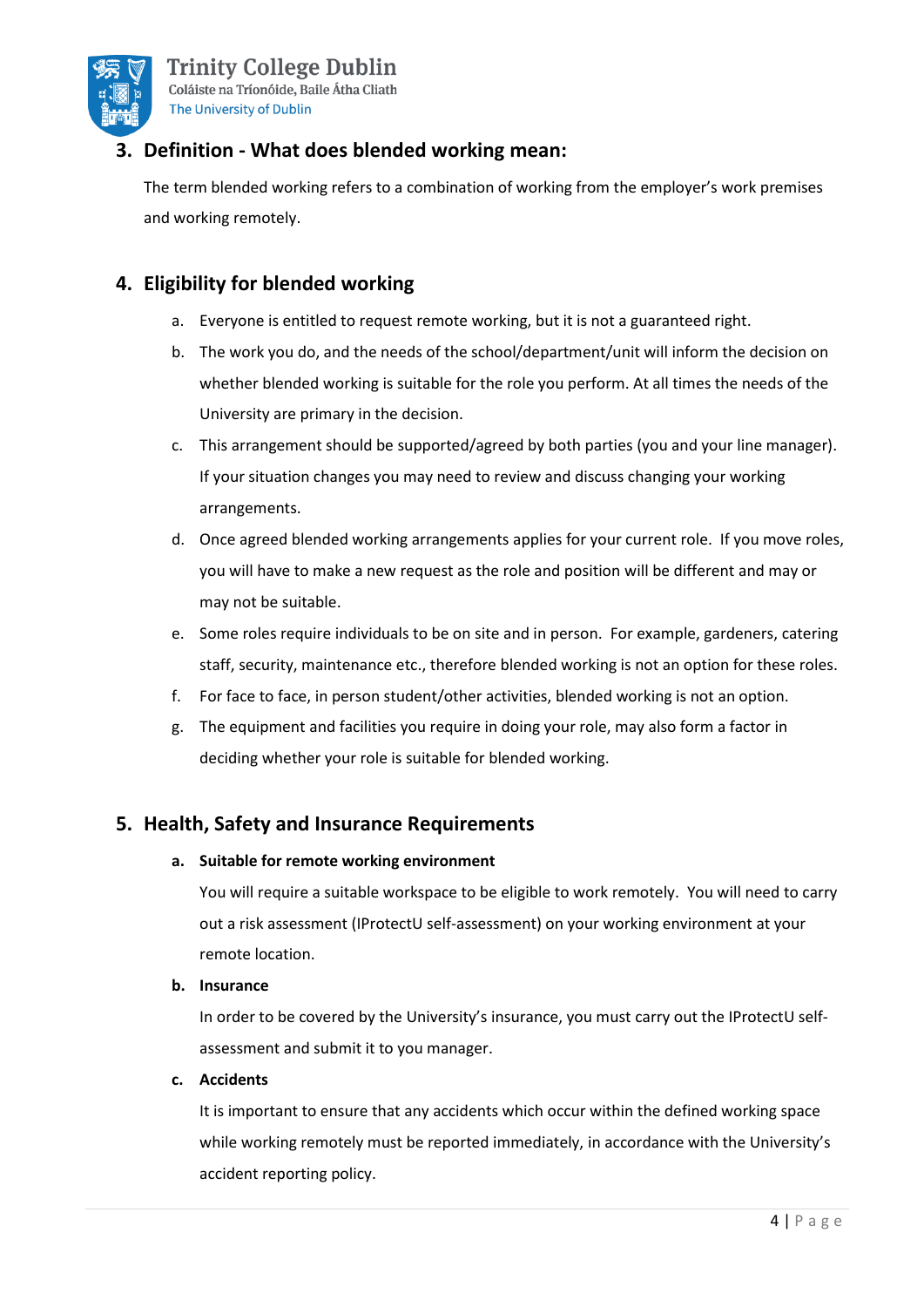## 3. Definition - What does blended working mean:

The term blended working refers to a combination of working from the employer's work premises and working remotely.

## 4. Eligibility for blended working

a. Everyone is entitled to request remote working, but it is not a guaranteed right.

b. The work you do, and the needs of the school/department/unit will inform the decision on whether blended working is suitable for the role you perform. At all times the needs of the University are primary in the decision.

c. This arrangement should be supported/agreed by both parties (you and your line manager). If your situation changes you may need to review and discuss changing your working arrangements.

d. Once agreed blended working arrangements applies for your current role. If you move roles, you will have to make a new request as the role and position will be different and may or may not be suitable.

e. Some roles require individuals to be on site and in person. For example, gardeners, catering staff, security, maintenance etc., therefore blended working is not an option for these roles.

f. For face to face, in person student/other activities, blended working is not an option.

g. The equipment and facilities you require in doing your role, may also form a factor in deciding whether your role is suitable for blended working.

## 5. Health, Safety and Insurance Requirements

**a. Suitable for remote working environment**

You will require a suitable workspace to be eligible to work remotely. You will need to carry out a risk assessment (IProtectU self-assessment) on your working environment at your remote location.

**b. Insurance**

In order to be covered by the University's insurance, you must carry out the IProtectU self-assessment and submit it to you manager.

**c. Accidents**

It is important to ensure that any accidents which occur within the defined working space while working remotely must be reported immediately, in accordance with the University's accident reporting policy.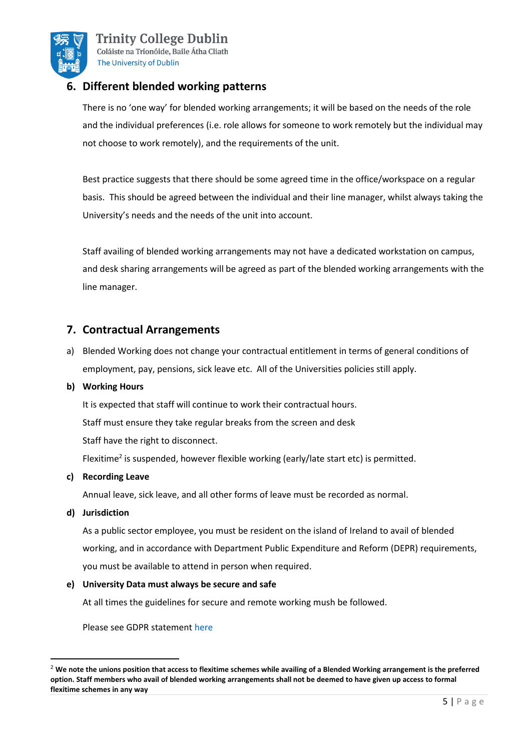## 6. Different blended working patterns

There is no 'one way' for blended working arrangements; it will be based on the needs of the role and the individual preferences (i.e. role allows for someone to work remotely but the individual may not choose to work remotely), and the requirements of the unit.

Best practice suggests that there should be some agreed time in the office/workspace on a regular basis. This should be agreed between the individual and their line manager, whilst always taking the University's needs and the needs of the unit into account.

Staff availing of blended working arrangements may not have a dedicated workstation on campus, and desk sharing arrangements will be agreed as part of the blended working arrangements with the line manager.

## 7. Contractual Arrangements

a) Blended Working does not change your contractual entitlement in terms of general conditions of employment, pay, pensions, sick leave etc. All of the Universities policies still apply.

**b) Working Hours**

It is expected that staff will continue to work their contractual hours.

Staff must ensure they take regular breaks from the screen and desk

Staff have the right to disconnect.

Flexitime[2] is suspended, however flexible working (early/late start etc) is permitted.

**c) Recording Leave**

Annual leave, sick leave, and all other forms of leave must be recorded as normal.

**d) Jurisdiction**

As a public sector employee, you must be resident on the island of Ireland to avail of blended working, and in accordance with Department Public Expenditure and Reform (DEPR) requirements, you must be available to attend in person when required.

**e) University Data must always be secure and safe**

At all times the guidelines for secure and remote working mush be followed.

Please see GDPR statement here

---

[2] **We note the unions position that access to flexitime schemes while availing of a Blended Working arrangement is the preferred option. Staff members who avail of blended working arrangements shall not be deemed to have given up access to formal flexitime schemes in any way**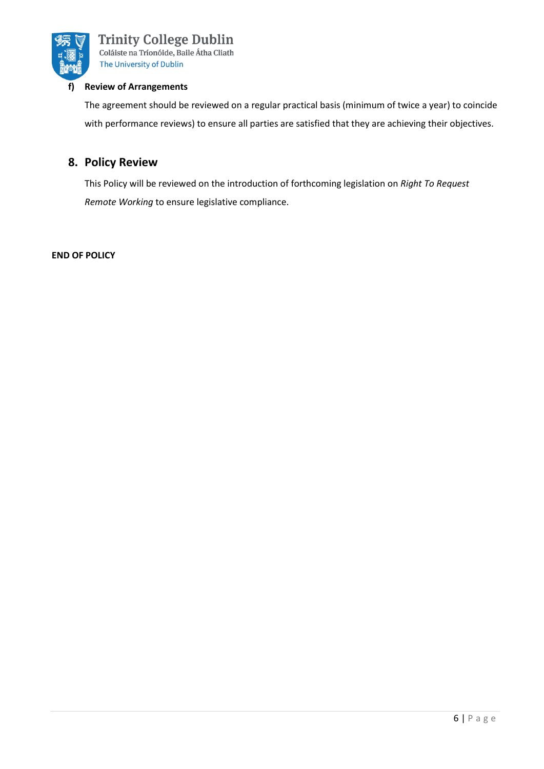**f) Review of Arrangements**

The agreement should be reviewed on a regular practical basis (minimum of twice a year) to coincide with performance reviews) to ensure all parties are satisfied that they are achieving their objectives.

## 8. Policy Review

This Policy will be reviewed on the introduction of forthcoming legislation on *Right To Request Remote Working* to ensure legislative compliance.

**END OF POLICY**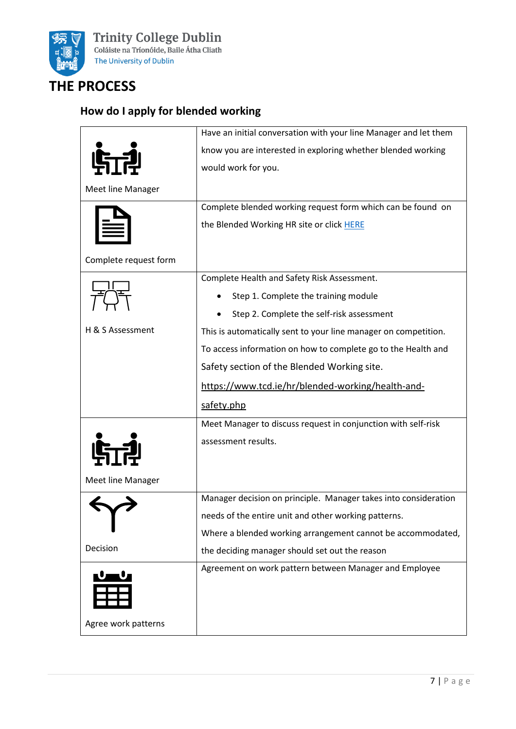# THE PROCESS

## How do I apply for blended working

| | |
|---|---|
| Meet line Manager | Have an initial conversation with your line Manager and let them know you are interested in exploring whether blended working would work for you. |
| Complete request form | Complete blended working request form which can be found on the Blended Working HR site or click HERE |
| H & S Assessment | Complete Health and Safety Risk Assessment.<br>• Step 1. Complete the training module<br>• Step 2. Complete the self-risk assessment<br>This is automatically sent to your line manager on competition.<br>To access information on how to complete go to the Health and Safety section of the Blended Working site.<br>https://www.tcd.ie/hr/blended-working/health-and-safety.php |
| Meet line Manager | Meet Manager to discuss request in conjunction with self-risk assessment results. |
| Decision | Manager decision on principle. Manager takes into consideration needs of the entire unit and other working patterns.<br>Where a blended working arrangement cannot be accommodated, the deciding manager should set out the reason |
| Agree work patterns | Agreement on work pattern between Manager and Employee |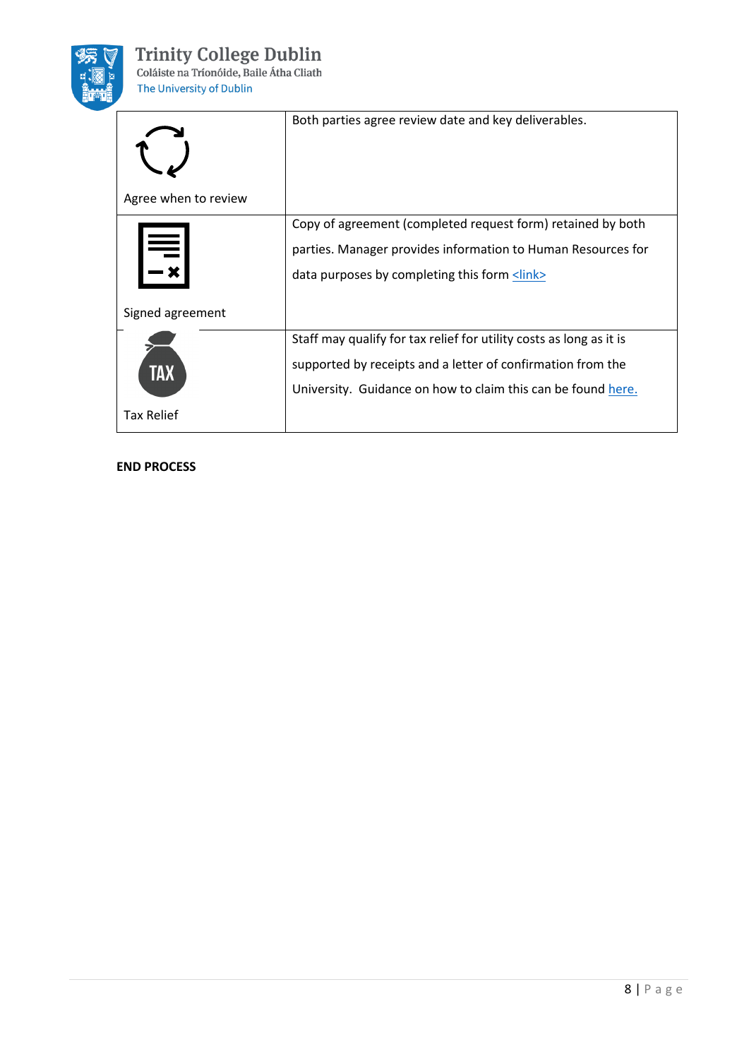| | |
|---|---|
| Agree when to review | Both parties agree review date and key deliverables. |
| Signed agreement | Copy of agreement (completed request form) retained by both parties. Manager provides information to Human Resources for data purposes by completing this form <link> |
| Tax Relief | Staff may qualify for tax relief for utility costs as long as it is supported by receipts and a letter of confirmation from the University. Guidance on how to claim this can be found here. |

**END PROCESS**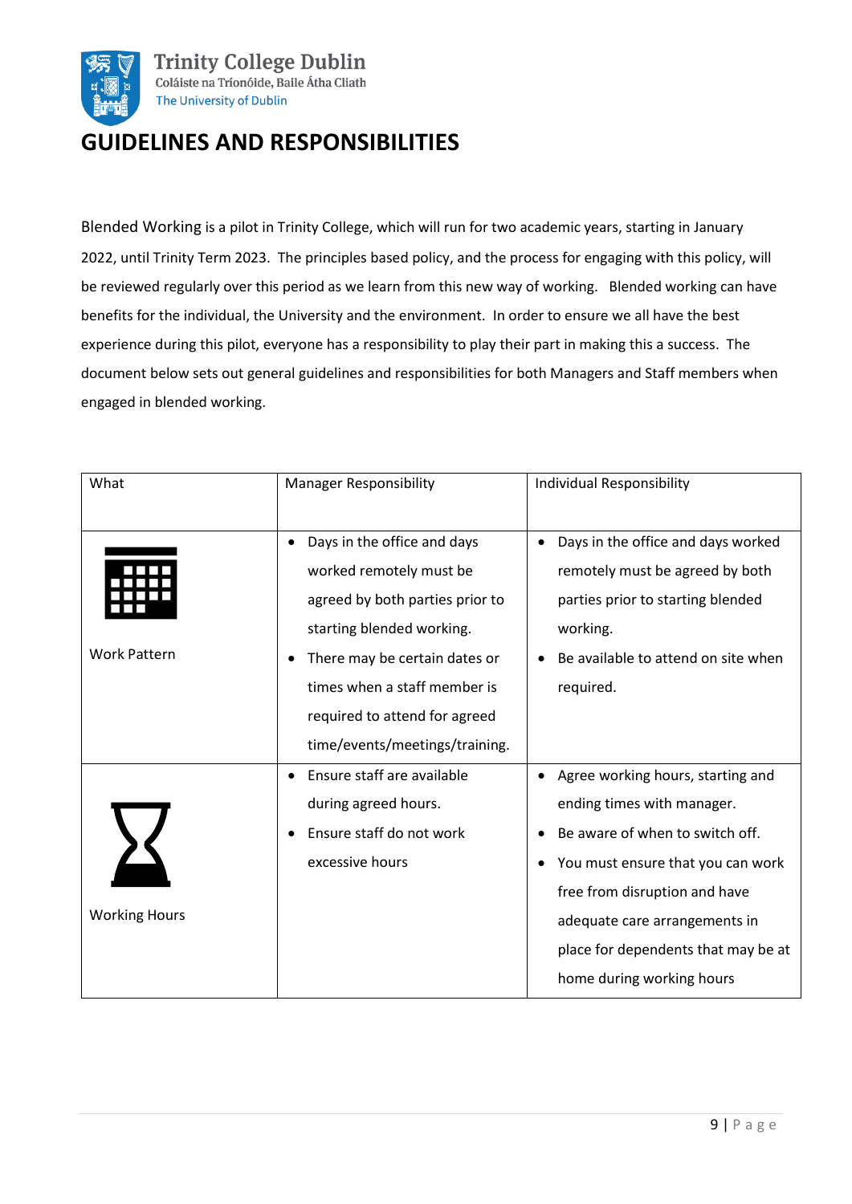# GUIDELINES AND RESPONSIBILITIES

Blended Working is a pilot in Trinity College, which will run for two academic years, starting in January 2022, until Trinity Term 2023. The principles based policy, and the process for engaging with this policy, will be reviewed regularly over this period as we learn from this new way of working. Blended working can have benefits for the individual, the University and the environment. In order to ensure we all have the best experience during this pilot, everyone has a responsibility to play their part in making this a success. The document below sets out general guidelines and responsibilities for both Managers and Staff members when engaged in blended working.

| What | Manager Responsibility | Individual Responsibility |
|---|---|---|
| Work Pattern | • Days in the office and days worked remotely must be agreed by both parties prior to starting blended working.<br>• There may be certain dates or times when a staff member is required to attend for agreed time/events/meetings/training. | • Days in the office and days worked remotely must be agreed by both parties prior to starting blended working.<br>• Be available to attend on site when required. |
| Working Hours | • Ensure staff are available during agreed hours.<br>• Ensure staff do not work excessive hours | • Agree working hours, starting and ending times with manager.<br>• Be aware of when to switch off.<br>• You must ensure that you can work free from disruption and have adequate care arrangements in place for dependents that may be at home during working hours |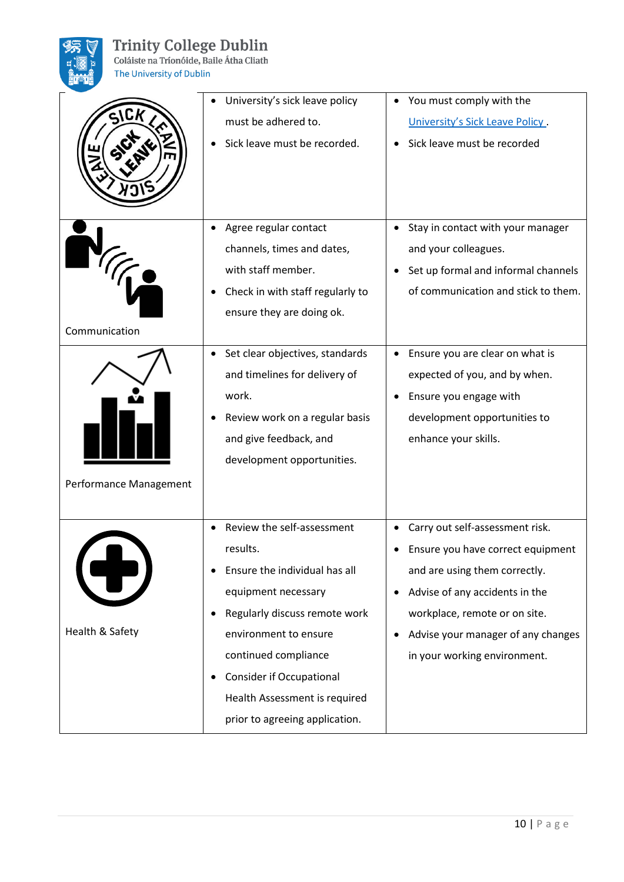|  |  |  |
|---|---|---|
|  | • University's sick leave policy must be adhered to.<br>• Sick leave must be recorded. | • You must comply with the University's Sick Leave Policy .<br>• Sick leave must be recorded |
| Communication | • Agree regular contact channels, times and dates, with staff member.<br>• Check in with staff regularly to ensure they are doing ok. | • Stay in contact with your manager and your colleagues.<br>• Set up formal and informal channels of communication and stick to them. |
| Performance Management | • Set clear objectives, standards and timelines for delivery of work.<br>• Review work on a regular basis and give feedback, and development opportunities. | • Ensure you are clear on what is expected of you, and by when.<br>• Ensure you engage with development opportunities to enhance your skills. |
| Health & Safety | • Review the self-assessment results.<br>• Ensure the individual has all equipment necessary<br>• Regularly discuss remote work environment to ensure continued compliance<br>• Consider if Occupational Health Assessment is required prior to agreeing application. | • Carry out self-assessment risk.<br>• Ensure you have correct equipment and are using them correctly.<br>• Advise of any accidents in the workplace, remote or on site.<br>• Advise your manager of any changes in your working environment. |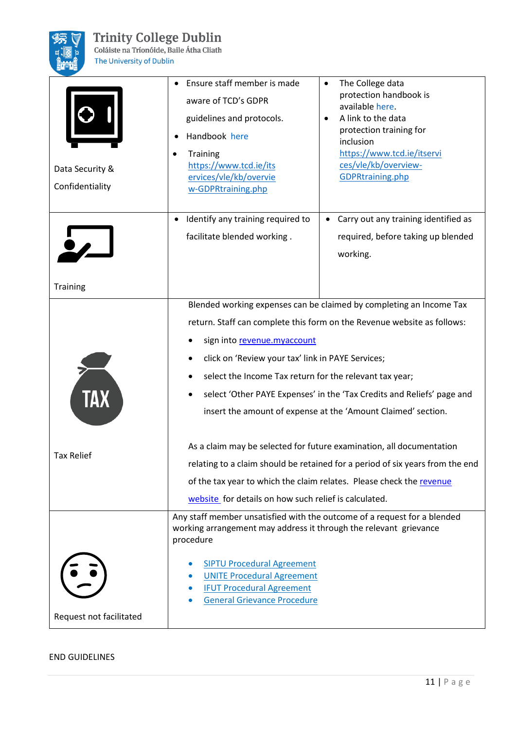| | | |
|---|---|---|
| Data Security & Confidentiality | • Ensure staff member is made aware of TCD's GDPR guidelines and protocols.<br>• Handbook here<br>• Training https://www.tcd.ie/itservices/vle/kb/overview-GDPRtraining.php | • The College data protection handbook is available here.<br>• A link to the data protection training for inclusion https://www.tcd.ie/itservices/vle/kb/overview-GDPRtraining.php |
| Training | • Identify any training required to facilitate blended working . | • Carry out any training identified as required, before taking up blended working. |
| Tax Relief | Blended working expenses can be claimed by completing an Income Tax return. Staff can complete this form on the Revenue website as follows:<br>• sign into revenue.myaccount<br>• click on 'Review your tax' link in PAYE Services;<br>• select the Income Tax return for the relevant tax year;<br>• select 'Other PAYE Expenses' in the 'Tax Credits and Reliefs' page and insert the amount of expense at the 'Amount Claimed' section.<br><br>As a claim may be selected for future examination, all documentation relating to a claim should be retained for a period of six years from the end of the tax year to which the claim relates. Please check the revenue website for details on how such relief is calculated. | |
| Request not facilitated | Any staff member unsatisfied with the outcome of a request for a blended working arrangement may address it through the relevant grievance procedure<br>• SIPTU Procedural Agreement<br>• UNITE Procedural Agreement<br>• IFUT Procedural Agreement<br>• General Grievance Procedure | |

END GUIDELINES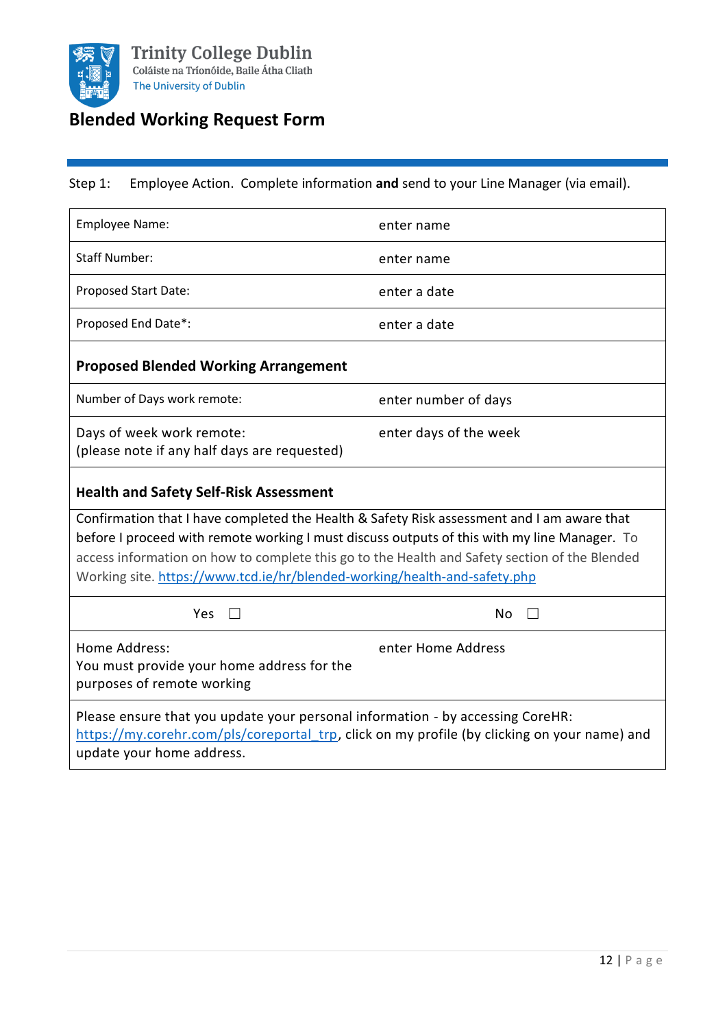Trinity College Dublin
Coláiste na Tríonóide, Baile Átha Cliath
The University of Dublin

# Blended Working Request Form

Step 1: Employee Action. Complete information **and** send to your Line Manager (via email).

| | |
|---|---|
| Employee Name: | enter name |
| Staff Number: | enter name |
| Proposed Start Date: | enter a date |
| Proposed End Date*: | enter a date |
| **Proposed Blended Working Arrangement** | |
| Number of Days work remote: | enter number of days |
| Days of week work remote:<br>(please note if any half days are requested) | enter days of the week |
| **Health and Safety Self-Risk Assessment** | |
| Confirmation that I have completed the Health & Safety Risk assessment and I am aware that before I proceed with remote working I must discuss outputs of this with my line Manager. To access information on how to complete this go to the Health and Safety section of the Blended Working site. https://www.tcd.ie/hr/blended-working/health-and-safety.php | |
| Yes ☐ | No ☐ |
| Home Address:<br>You must provide your home address for the purposes of remote working | enter Home Address |
| Please ensure that you update your personal information - by accessing CoreHR: https://my.corehr.com/pls/coreportal_trp, click on my profile (by clicking on your name) and update your home address. | |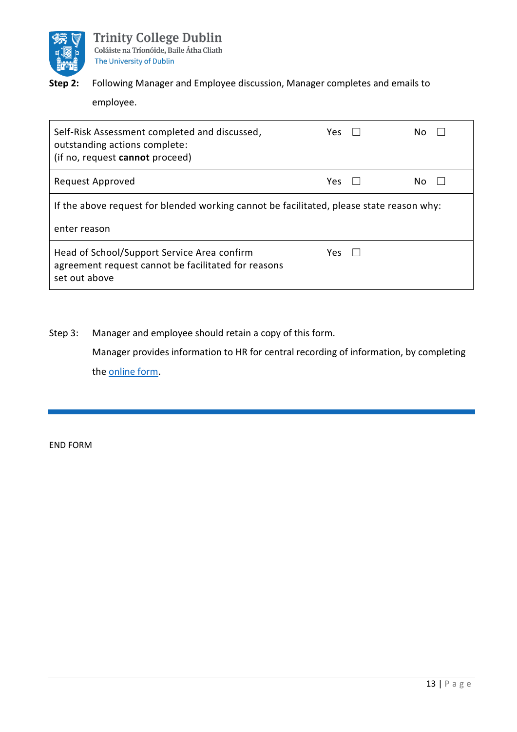**Step 2:** Following Manager and Employee discussion, Manager completes and emails to employee.

| | | |
|---|---|---|
| Self-Risk Assessment completed and discussed, outstanding actions complete: (if no, request **cannot** proceed) | Yes ☐ | No ☐ |
| Request Approved | Yes ☐ | No ☐ |
| If the above request for blended working cannot be facilitated, please state reason why: <br><br> enter reason | | |
| Head of School/Support Service Area confirm agreement request cannot be facilitated for reasons set out above | Yes ☐ | |

Step 3: Manager and employee should retain a copy of this form.

Manager provides information to HR for central recording of information, by completing the online form.

END FORM